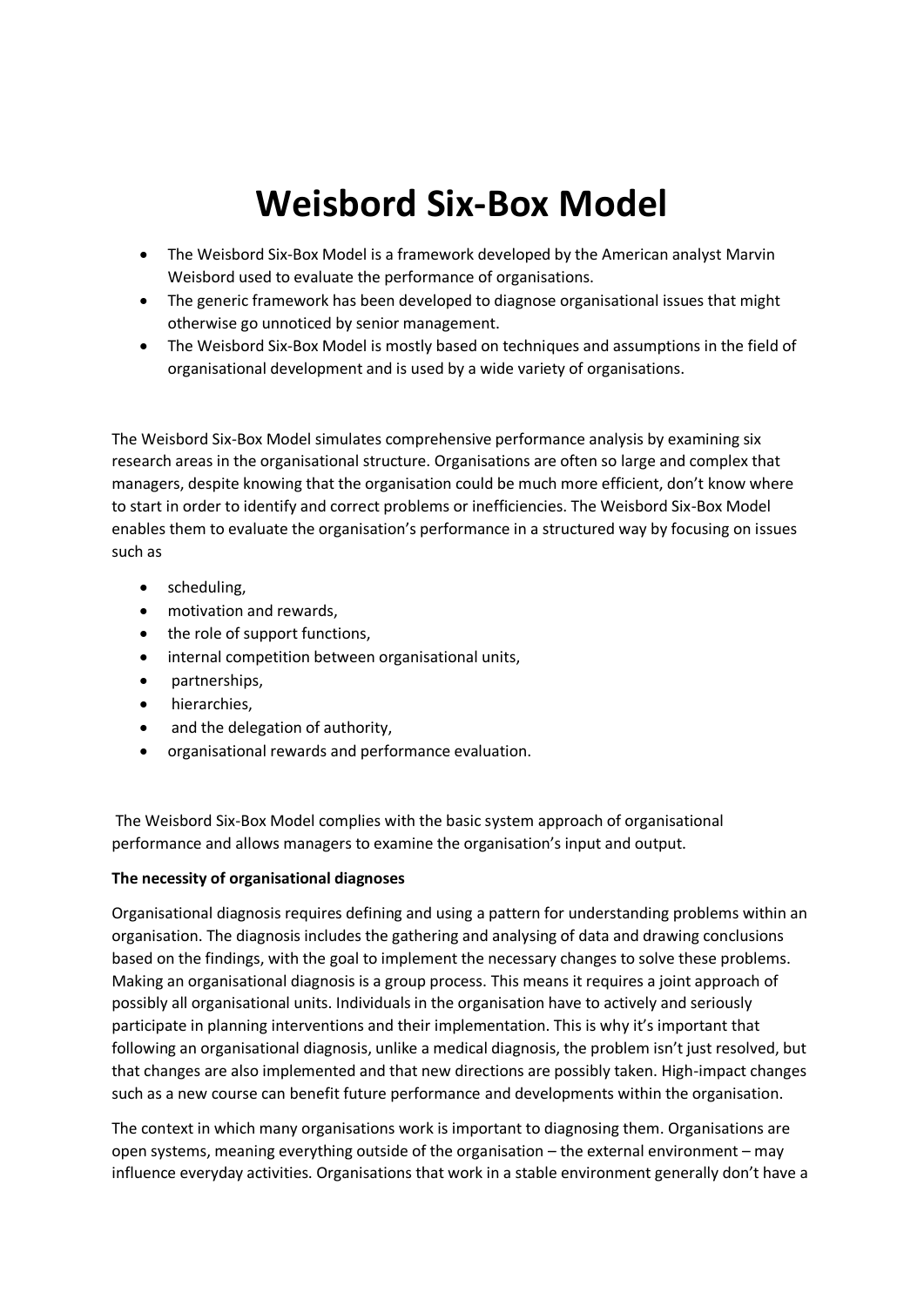# Weisbord Six-Box Model

- The Weisbord Six-Box Model is a framework developed by the American analyst Marvin Weisbord used to evaluate the performance of organisations.
- The generic framework has been developed to diagnose organisational issues that might otherwise go unnoticed by senior management.
- The Weisbord Six-Box Model is mostly based on techniques and assumptions in the field of organisational development and is used by a wide variety of organisations.

The Weisbord Six-Box Model simulates comprehensive performance analysis by examining six research areas in the organisational structure. Organisations are often so large and complex that managers, despite knowing that the organisation could be much more efficient, don't know where to start in order to identify and correct problems or inefficiencies. The Weisbord Six-Box Model enables them to evaluate the organisation's performance in a structured way by focusing on issues such as

- scheduling,
- motivation and rewards,
- the role of support functions,
- internal competition between organisational units,
- partnerships,
- hierarchies,
- and the delegation of authority,
- organisational rewards and performance evaluation.

The Weisbord Six-Box Model complies with the basic system approach of organisational performance and allows managers to examine the organisation's input and output.

**The necessity of organisational diagnoses**

Organisational diagnosis requires defining and using a pattern for understanding problems within an organisation. The diagnosis includes the gathering and analysing of data and drawing conclusions based on the findings, with the goal to implement the necessary changes to solve these problems. Making an organisational diagnosis is a group process. This means it requires a joint approach of possibly all organisational units. Individuals in the organisation have to actively and seriously participate in planning interventions and their implementation. This is why it's important that following an organisational diagnosis, unlike a medical diagnosis, the problem isn't just resolved, but that changes are also implemented and that new directions are possibly taken. High-impact changes such as a new course can benefit future performance and developments within the organisation.

The context in which many organisations work is important to diagnosing them. Organisations are open systems, meaning everything outside of the organisation – the external environment – may influence everyday activities. Organisations that work in a stable environment generally don't have a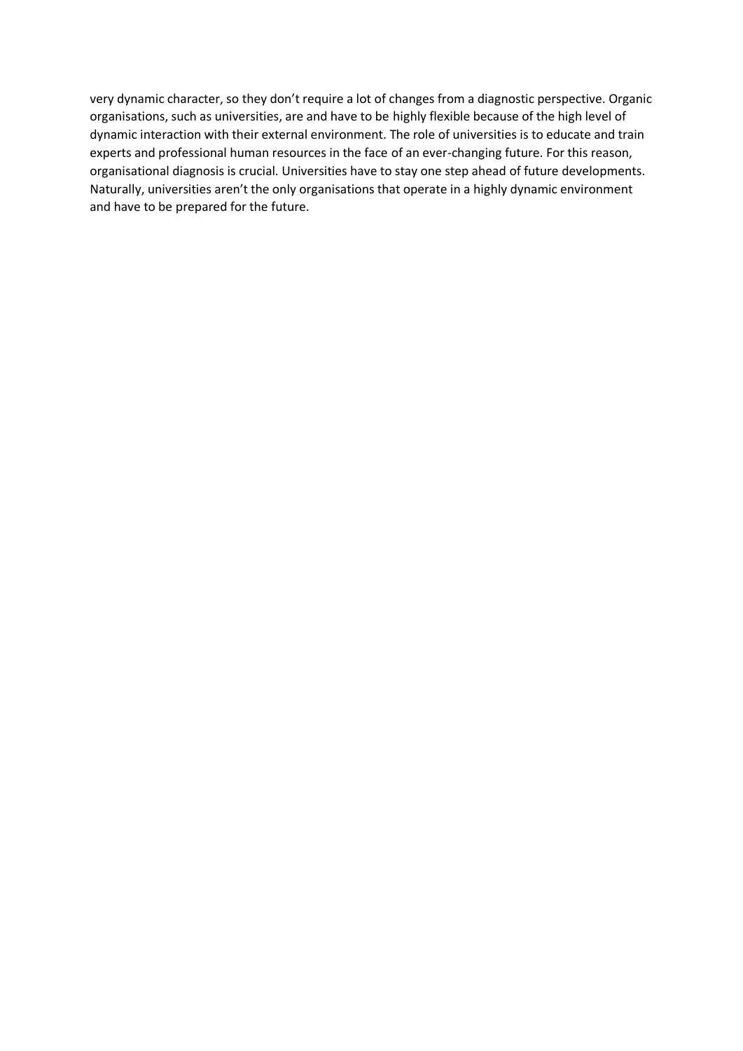very dynamic character, so they don't require a lot of changes from a diagnostic perspective. Organic organisations, such as universities, are and have to be highly flexible because of the high level of dynamic interaction with their external environment. The role of universities is to educate and train experts and professional human resources in the face of an ever-changing future. For this reason, organisational diagnosis is crucial. Universities have to stay one step ahead of future developments. Naturally, universities aren't the only organisations that operate in a highly dynamic environment and have to be prepared for the future.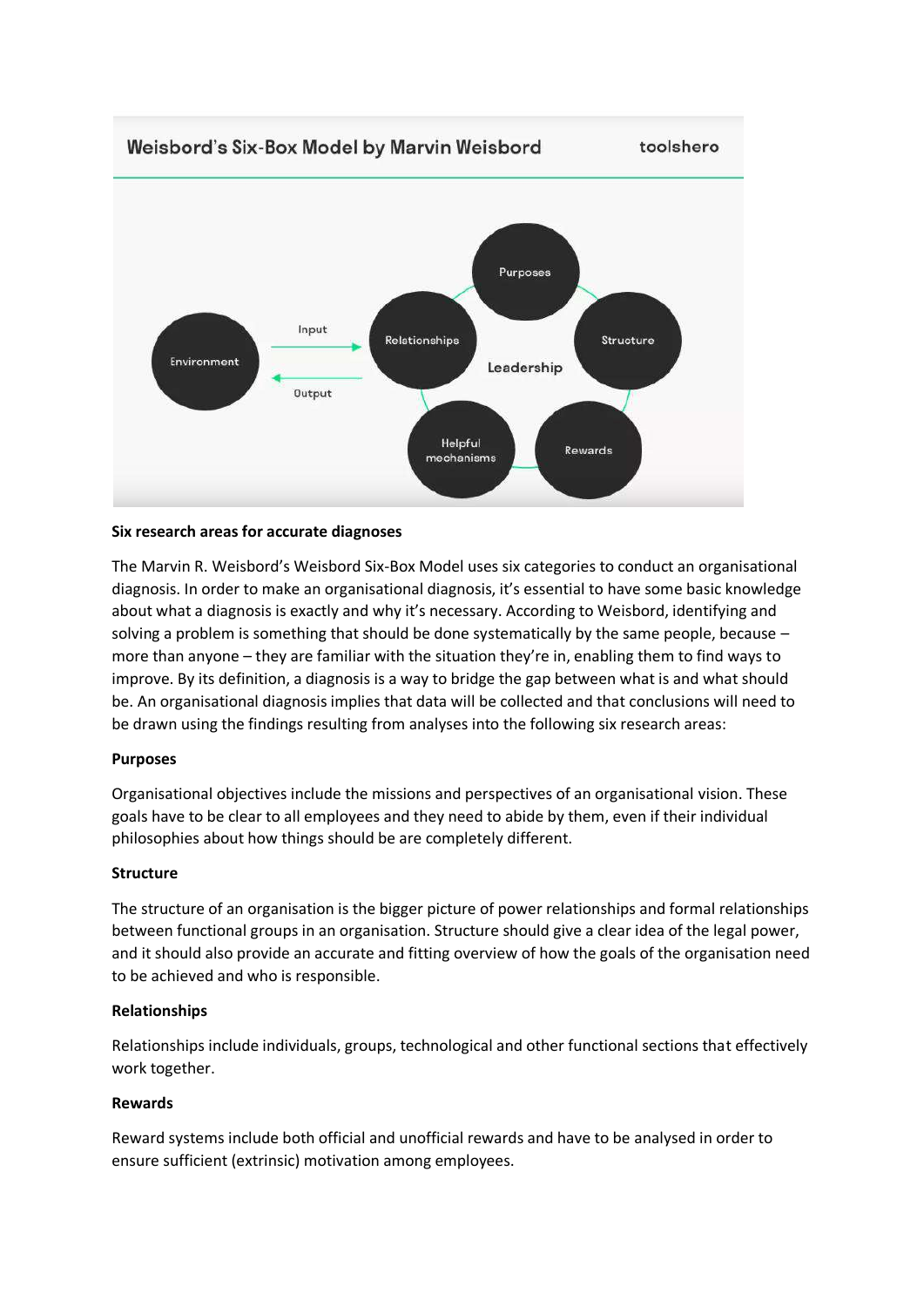**Six research areas for accurate diagnoses**

The Marvin R. Weisbord's Weisbord Six-Box Model uses six categories to conduct an organisational diagnosis. In order to make an organisational diagnosis, it's essential to have some basic knowledge about what a diagnosis is exactly and why it's necessary. According to Weisbord, identifying and solving a problem is something that should be done systematically by the same people, because – more than anyone – they are familiar with the situation they're in, enabling them to find ways to improve. By its definition, a diagnosis is a way to bridge the gap between what is and what should be. An organisational diagnosis implies that data will be collected and that conclusions will need to be drawn using the findings resulting from analyses into the following six research areas:

**Purposes**

Organisational objectives include the missions and perspectives of an organisational vision. These goals have to be clear to all employees and they need to abide by them, even if their individual philosophies about how things should be are completely different.

**Structure**

The structure of an organisation is the bigger picture of power relationships and formal relationships between functional groups in an organisation. Structure should give a clear idea of the legal power, and it should also provide an accurate and fitting overview of how the goals of the organisation need to be achieved and who is responsible.

**Relationships**

Relationships include individuals, groups, technological and other functional sections that effectively work together.

**Rewards**

Reward systems include both official and unofficial rewards and have to be analysed in order to ensure sufficient (extrinsic) motivation among employees.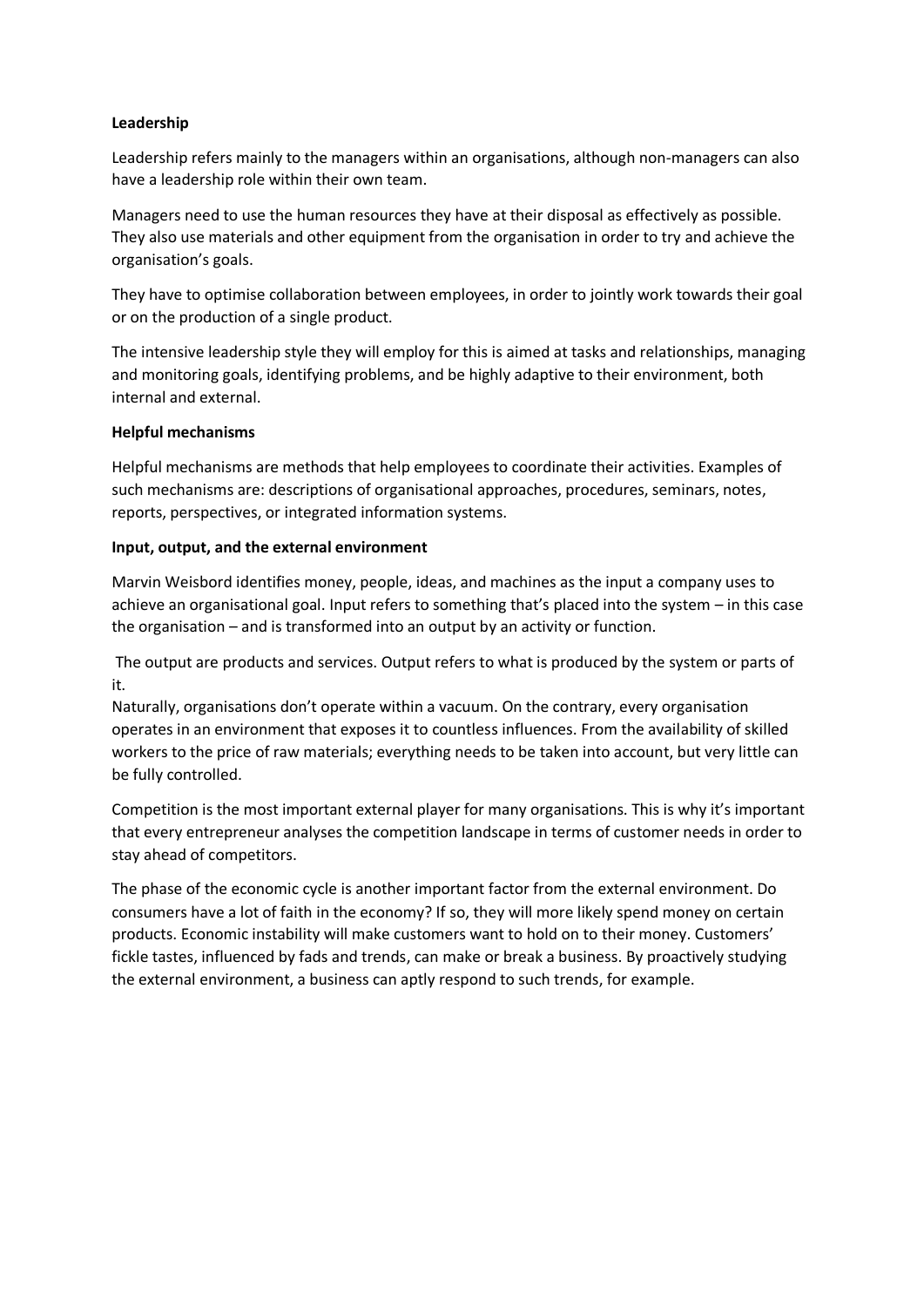**Leadership**

Leadership refers mainly to the managers within an organisations, although non-managers can also have a leadership role within their own team.

Managers need to use the human resources they have at their disposal as effectively as possible. They also use materials and other equipment from the organisation in order to try and achieve the organisation's goals.

They have to optimise collaboration between employees, in order to jointly work towards their goal or on the production of a single product.

The intensive leadership style they will employ for this is aimed at tasks and relationships, managing and monitoring goals, identifying problems, and be highly adaptive to their environment, both internal and external.

**Helpful mechanisms**

Helpful mechanisms are methods that help employees to coordinate their activities. Examples of such mechanisms are: descriptions of organisational approaches, procedures, seminars, notes, reports, perspectives, or integrated information systems.

**Input, output, and the external environment**

Marvin Weisbord identifies money, people, ideas, and machines as the input a company uses to achieve an organisational goal. Input refers to something that's placed into the system – in this case the organisation – and is transformed into an output by an activity or function.

The output are products and services. Output refers to what is produced by the system or parts of it.
Naturally, organisations don't operate within a vacuum. On the contrary, every organisation operates in an environment that exposes it to countless influences. From the availability of skilled workers to the price of raw materials; everything needs to be taken into account, but very little can be fully controlled.

Competition is the most important external player for many organisations. This is why it's important that every entrepreneur analyses the competition landscape in terms of customer needs in order to stay ahead of competitors.

The phase of the economic cycle is another important factor from the external environment. Do consumers have a lot of faith in the economy? If so, they will more likely spend money on certain products. Economic instability will make customers want to hold on to their money. Customers' fickle tastes, influenced by fads and trends, can make or break a business. By proactively studying the external environment, a business can aptly respond to such trends, for example.